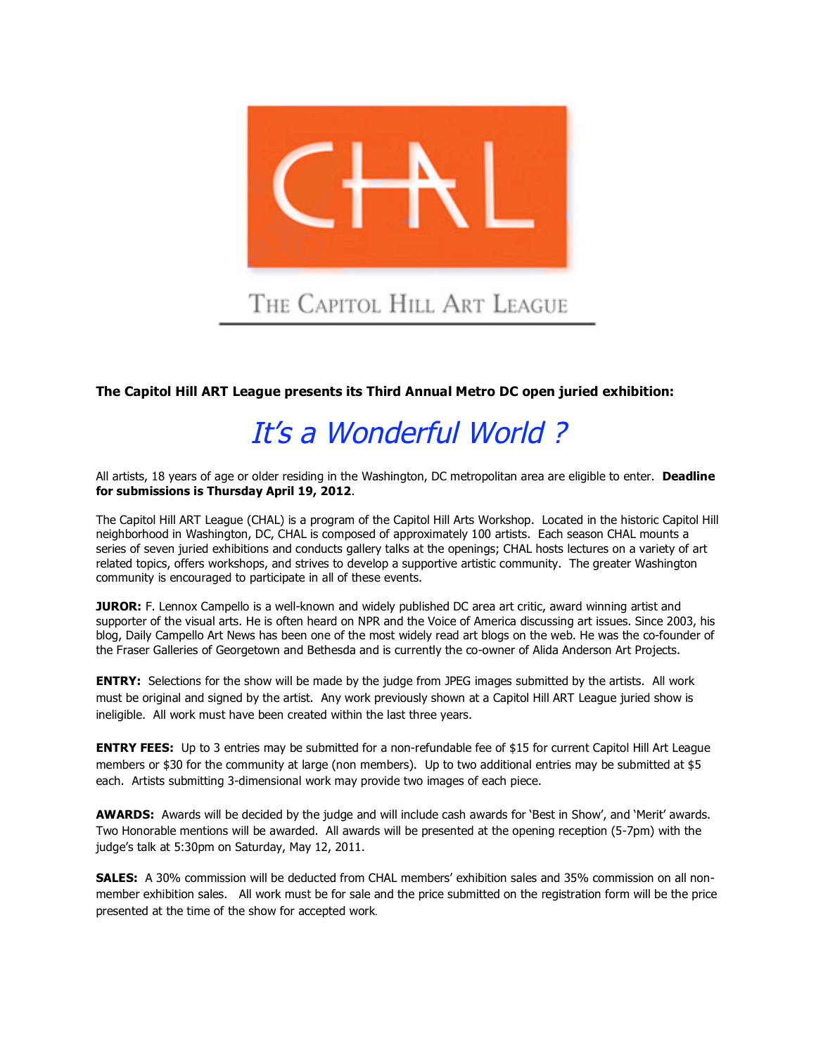CHAL

THE CAPITOL HILL ART LEAGUE

**The Capitol Hill ART League presents its Third Annual Metro DC open juried exhibition:**

# *It's a Wonderful World ?*

All artists, 18 years of age or older residing in the Washington, DC metropolitan area are eligible to enter. **Deadline for submissions is Thursday April 19, 2012**.

The Capitol Hill ART League (CHAL) is a program of the Capitol Hill Arts Workshop. Located in the historic Capitol Hill neighborhood in Washington, DC, CHAL is composed of approximately 100 artists. Each season CHAL mounts a series of seven juried exhibitions and conducts gallery talks at the openings; CHAL hosts lectures on a variety of art related topics, offers workshops, and strives to develop a supportive artistic community. The greater Washington community is encouraged to participate in all of these events.

**JUROR:** F. Lennox Campello is a well-known and widely published DC area art critic, award winning artist and supporter of the visual arts. He is often heard on NPR and the Voice of America discussing art issues. Since 2003, his blog, Daily Campello Art News has been one of the most widely read art blogs on the web. He was the co-founder of the Fraser Galleries of Georgetown and Bethesda and is currently the co-owner of Alida Anderson Art Projects.

**ENTRY:** Selections for the show will be made by the judge from JPEG images submitted by the artists. All work must be original and signed by the artist. Any work previously shown at a Capitol Hill ART League juried show is ineligible. All work must have been created within the last three years.

**ENTRY FEES:** Up to 3 entries may be submitted for a non-refundable fee of $15 for current Capitol Hill Art League members or $30 for the community at large (non members). Up to two additional entries may be submitted at $5 each. Artists submitting 3-dimensional work may provide two images of each piece.

**AWARDS:** Awards will be decided by the judge and will include cash awards for 'Best in Show', and 'Merit' awards. Two Honorable mentions will be awarded. All awards will be presented at the opening reception (5-7pm) with the judge's talk at 5:30pm on Saturday, May 12, 2011.

**SALES:** A 30% commission will be deducted from CHAL members' exhibition sales and 35% commission on all non-member exhibition sales. All work must be for sale and the price submitted on the registration form will be the price presented at the time of the show for accepted work.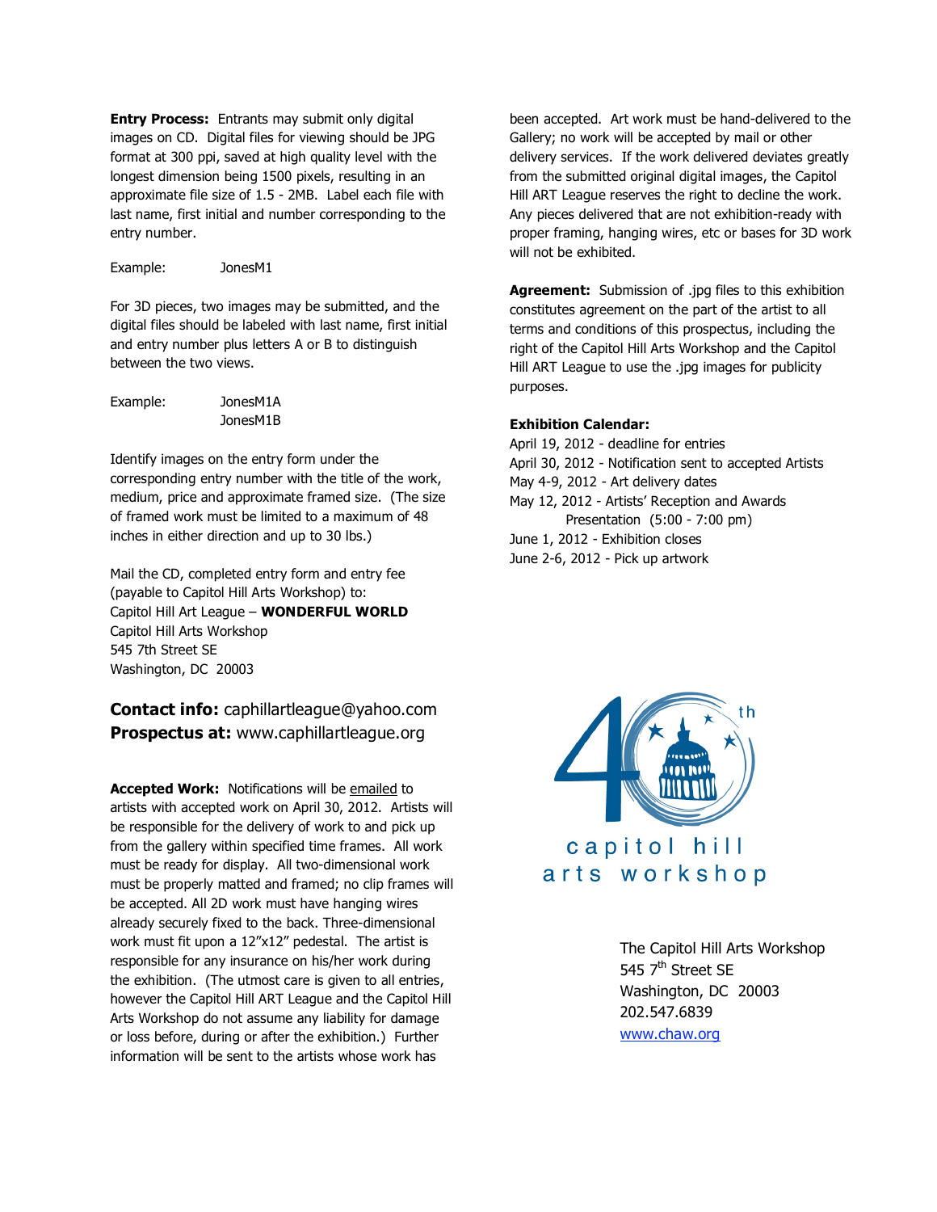**Entry Process:** Entrants may submit only digital images on CD. Digital files for viewing should be JPG format at 300 ppi, saved at high quality level with the longest dimension being 1500 pixels, resulting in an approximate file size of 1.5 - 2MB. Label each file with last name, first initial and number corresponding to the entry number.

Example: JonesM1

For 3D pieces, two images may be submitted, and the digital files should be labeled with last name, first initial and entry number plus letters A or B to distinguish between the two views.

Example: JonesM1A
JonesM1B

Identify images on the entry form under the corresponding entry number with the title of the work, medium, price and approximate framed size. (The size of framed work must be limited to a maximum of 48 inches in either direction and up to 30 lbs.)

Mail the CD, completed entry form and entry fee (payable to Capitol Hill Arts Workshop) to:
Capitol Hill Art League – **WONDERFUL WORLD**
Capitol Hill Arts Workshop
545 7th Street SE
Washington, DC 20003

**Contact info:** caphillartleague@yahoo.com
**Prospectus at:** www.caphillartleague.org

**Accepted Work:** Notifications will be emailed to artists with accepted work on April 30, 2012. Artists will be responsible for the delivery of work to and pick up from the gallery within specified time frames. All work must be ready for display. All two-dimensional work must be properly matted and framed; no clip frames will be accepted. All 2D work must have hanging wires already securely fixed to the back. Three-dimensional work must fit upon a 12"x12" pedestal. The artist is responsible for any insurance on his/her work during the exhibition. (The utmost care is given to all entries, however the Capitol Hill ART League and the Capitol Hill Arts Workshop do not assume any liability for damage or loss before, during or after the exhibition.) Further information will be sent to the artists whose work has been accepted. Art work must be hand-delivered to the Gallery; no work will be accepted by mail or other delivery services. If the work delivered deviates greatly from the submitted original digital images, the Capitol Hill ART League reserves the right to decline the work. Any pieces delivered that are not exhibition-ready with proper framing, hanging wires, etc or bases for 3D work will not be exhibited.

**Agreement:** Submission of .jpg files to this exhibition constitutes agreement on the part of the artist to all terms and conditions of this prospectus, including the right of the Capitol Hill Arts Workshop and the Capitol Hill ART League to use the .jpg images for publicity purposes.

**Exhibition Calendar:**
April 19, 2012 - deadline for entries
April 30, 2012 - Notification sent to accepted Artists
May 4-9, 2012 - Art delivery dates
May 12, 2012 - Artists' Reception and Awards Presentation (5:00 - 7:00 pm)
June 1, 2012 - Exhibition closes
June 2-6, 2012 - Pick up artwork

40th
capitol hill
arts workshop

The Capitol Hill Arts Workshop
545 7th Street SE
Washington, DC 20003
202.547.6839
www.chaw.org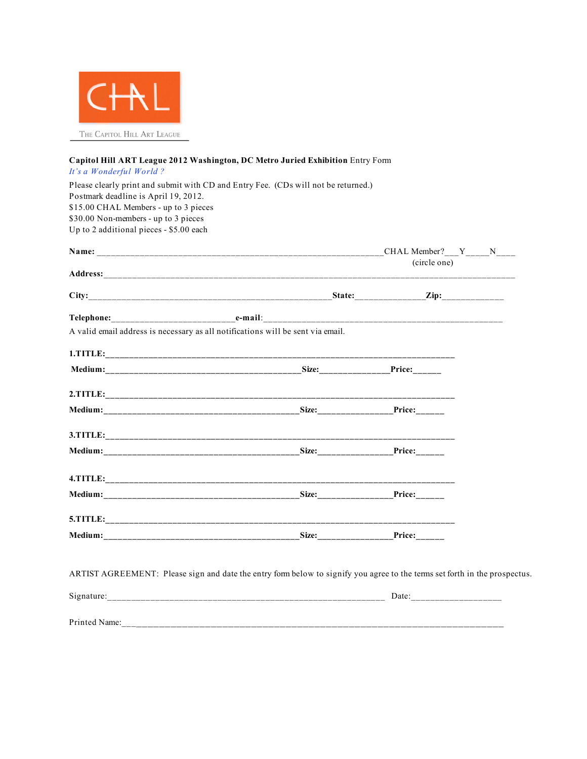CHAL

The Capitol Hill Art League

**Capitol Hill ART League 2012 Washington, DC Metro Juried Exhibition** Entry Form

*It's a Wonderful World ?*

Please clearly print and submit with CD and Entry Fee. (CDs will not be returned.)
Postmark deadline is April 19, 2012.
$15.00 CHAL Members - up to 3 pieces
$30.00 Non-members - up to 3 pieces
Up to 2 additional pieces - $5.00 each

**Name:** ____________________________________________________________ CHAL Member?___Y_____N____
(circle one)

**Address:**_____________________________________________________________________________________

**City:**___________________________________________________**State:**_______________**Zip:**_____________

**Telephone:**__________________________**e-mail**:______________________________________________________

A valid email address is necessary as all notifications will be sent via email.

**1.TITLE:**_________________________________________________________________________________

**Medium:**__________________________________________**Size:**________________**Price:**______

**2.TITLE:**_________________________________________________________________________________

**Medium:**__________________________________________**Size:**________________**Price:**______

**3.TITLE:**_________________________________________________________________________________

**Medium:**__________________________________________**Size:**________________**Price:**______

**4.TITLE:**_________________________________________________________________________________

**Medium:**__________________________________________**Size:**________________**Price:**______

**5.TITLE:**_________________________________________________________________________________

**Medium:**__________________________________________**Size:**________________**Price:**______

ARTIST AGREEMENT: Please sign and date the entry form below to signify you agree to the terms set forth in the prospectus.

Signature:____________________________________________________________ Date:___________________

Printed Name:___________________________________________________________________________________